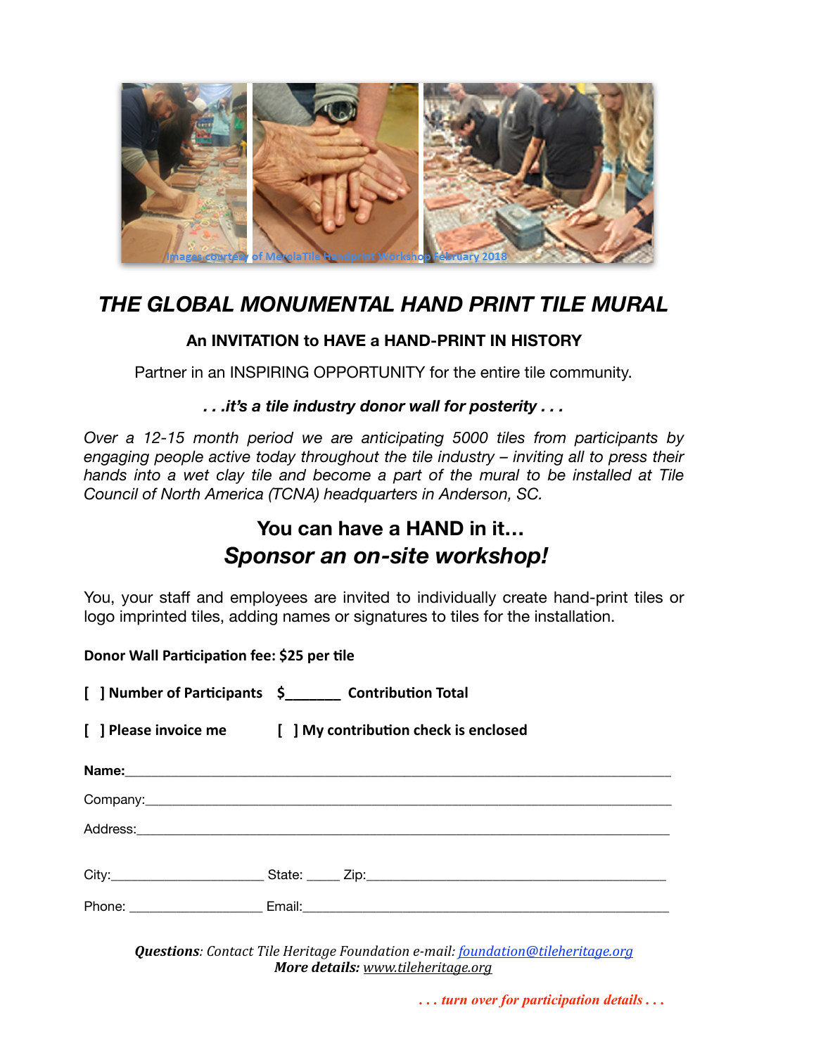Images courtesy of MercolaTile Handprint Workshop February 2018

# *THE GLOBAL MONUMENTAL HAND PRINT TILE MURAL*

### An INVITATION to HAVE a HAND-PRINT IN HISTORY

Partner in an INSPIRING OPPORTUNITY for the entire tile community.

***. . .it's a tile industry donor wall for posterity . . .***

*Over a 12-15 month period we are anticipating 5000 tiles from participants by engaging people active today throughout the tile industry – inviting all to press their hands into a wet clay tile and become a part of the mural to be installed at Tile Council of North America (TCNA) headquarters in Anderson, SC.*

## You can have a HAND in it…
## *Sponsor an on-site workshop!*

You, your staff and employees are invited to individually create hand-print tiles or logo imprinted tiles, adding names or signatures to tiles for the installation.

**Donor Wall Participation fee: $25 per tile**

**[ ] Number of Participants   $_______ Contribution Total**

**[ ] Please invoice me   [ ] My contribution check is enclosed**

**Name:**_______________________________________________

Company:_______________________________________________

Address:_______________________________________________

City:_____________________ State: _____ Zip:_____________________

Phone: ___________________ Email:_____________________________

***Questions***: *Contact Tile Heritage Foundation e-mail: foundation@tileheritage.org*
***More details:*** *www.tileheritage.org*

***. . . turn over for participation details . . .***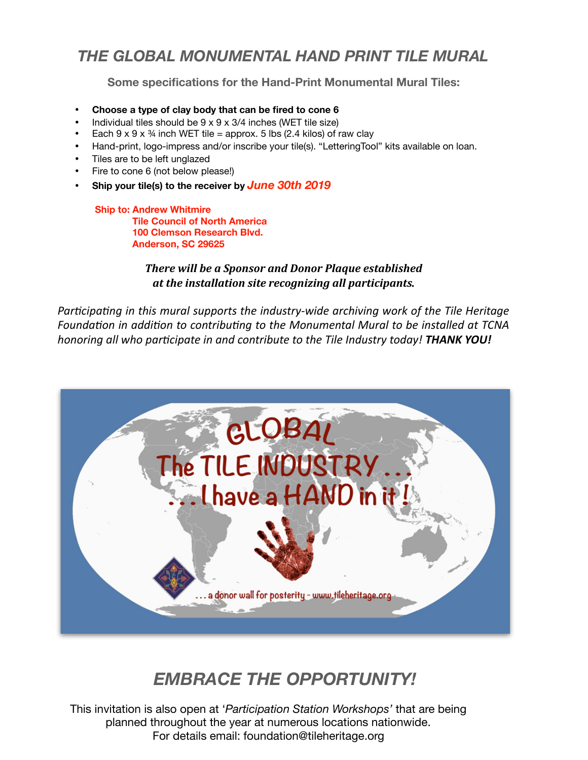# THE GLOBAL MONUMENTAL HAND PRINT TILE MURAL

**Some specifications for the Hand-Print Monumental Mural Tiles:**

- **Choose a type of clay body that can be fired to cone 6**
- Individual tiles should be 9 x 9 x 3/4 inches (WET tile size)
- Each 9 x 9 x ¾ inch WET tile = approx. 5 lbs (2.4 kilos) of raw clay
- Hand-print, logo-impress and/or inscribe your tile(s). "LetteringTool" kits available on loan.
- Tiles are to be left unglazed
- Fire to cone 6 (not below please!)
- **Ship your tile(s) to the receiver by *June 30th 2019***

**Ship to: Andrew Whitmire**
**Tile Council of North America**
**100 Clemson Research Blvd.**
**Anderson, SC 29625**

***There will be a Sponsor and Donor Plaque established at the installation site recognizing all participants.***

*Participating in this mural supports the industry-wide archiving work of the Tile Heritage Foundation in addition to contributing to the Monumental Mural to be installed at TCNA honoring all who participate in and contribute to the Tile Industry today!* ***THANK YOU!***

GLOBAL
The TILE INDUSTRY ...
... I have a HAND in it!

... a donor wall for posterity - www.tileheritage.org

## *EMBRACE THE OPPORTUNITY!*

This invitation is also open at '*Participation Station Workshops'* that are being planned throughout the year at numerous locations nationwide.
For details email: foundation@tileheritage.org